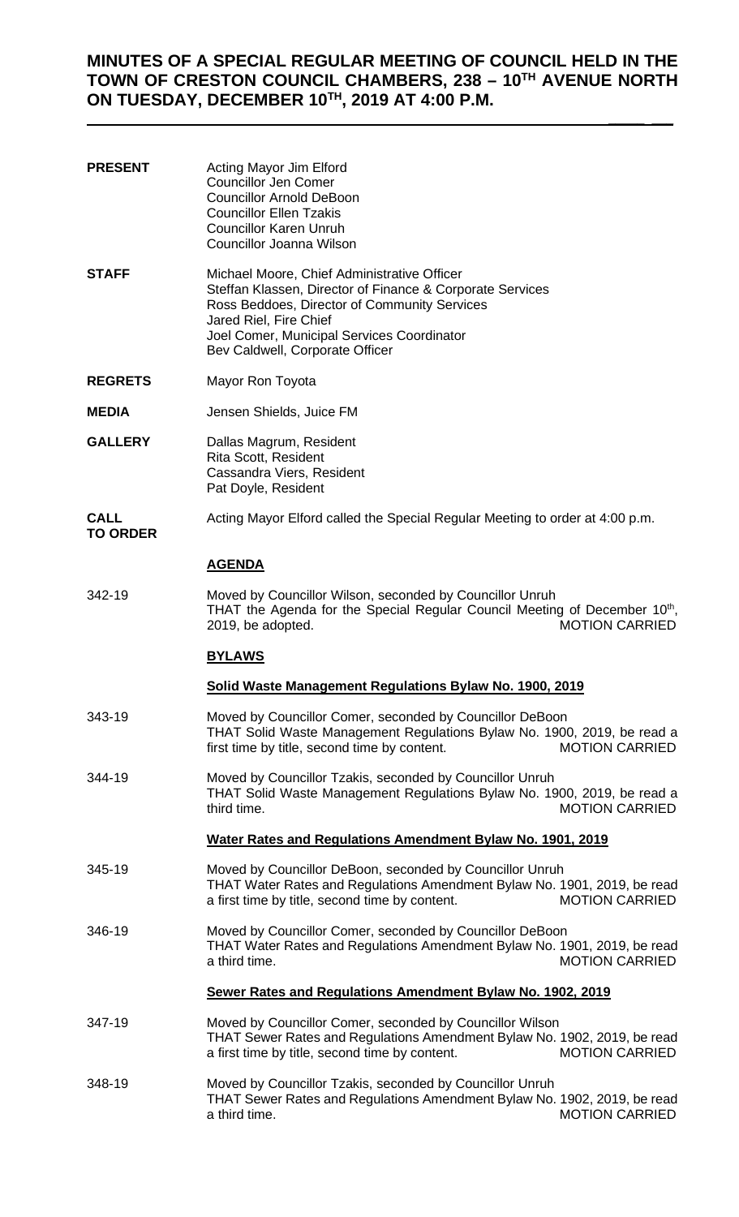# MINUTES OF A SPECIAL REGULAR MEETING OF COUNCIL HELD IN THE TOWN OF CRESTON COUNCIL CHAMBERS, 238 – 10TH AVENUE NORTH ON TUESDAY, DECEMBER 10TH, 2019 AT 4:00 P.M.

**PRESENT**

Acting Mayor Jim Elford
Councillor Jen Comer
Councillor Arnold DeBoon
Councillor Ellen Tzakis
Councillor Karen Unruh
Councillor Joanna Wilson

**STAFF**

Michael Moore, Chief Administrative Officer
Steffan Klassen, Director of Finance & Corporate Services
Ross Beddoes, Director of Community Services
Jared Riel, Fire Chief
Joel Comer, Municipal Services Coordinator
Bev Caldwell, Corporate Officer

**REGRETS**

Mayor Ron Toyota

**MEDIA**

Jensen Shields, Juice FM

**GALLERY**

Dallas Magrum, Resident
Rita Scott, Resident
Cassandra Viers, Resident
Pat Doyle, Resident

**CALL TO ORDER**

Acting Mayor Elford called the Special Regular Meeting to order at 4:00 p.m.

## AGENDA

342-19

Moved by Councillor Wilson, seconded by Councillor Unruh
THAT the Agenda for the Special Regular Council Meeting of December 10th, 2019, be adopted. MOTION CARRIED

## BYLAWS

### Solid Waste Management Regulations Bylaw No. 1900, 2019

343-19

Moved by Councillor Comer, seconded by Councillor DeBoon
THAT Solid Waste Management Regulations Bylaw No. 1900, 2019, be read a first time by title, second time by content. MOTION CARRIED

344-19

Moved by Councillor Tzakis, seconded by Councillor Unruh
THAT Solid Waste Management Regulations Bylaw No. 1900, 2019, be read a third time. MOTION CARRIED

### Water Rates and Regulations Amendment Bylaw No. 1901, 2019

345-19

Moved by Councillor DeBoon, seconded by Councillor Unruh
THAT Water Rates and Regulations Amendment Bylaw No. 1901, 2019, be read a first time by title, second time by content. MOTION CARRIED

346-19

Moved by Councillor Comer, seconded by Councillor DeBoon
THAT Water Rates and Regulations Amendment Bylaw No. 1901, 2019, be read a third time. MOTION CARRIED

### Sewer Rates and Regulations Amendment Bylaw No. 1902, 2019

347-19

Moved by Councillor Comer, seconded by Councillor Wilson
THAT Sewer Rates and Regulations Amendment Bylaw No. 1902, 2019, be read a first time by title, second time by content. MOTION CARRIED

348-19

Moved by Councillor Tzakis, seconded by Councillor Unruh
THAT Sewer Rates and Regulations Amendment Bylaw No. 1902, 2019, be read a third time. MOTION CARRIED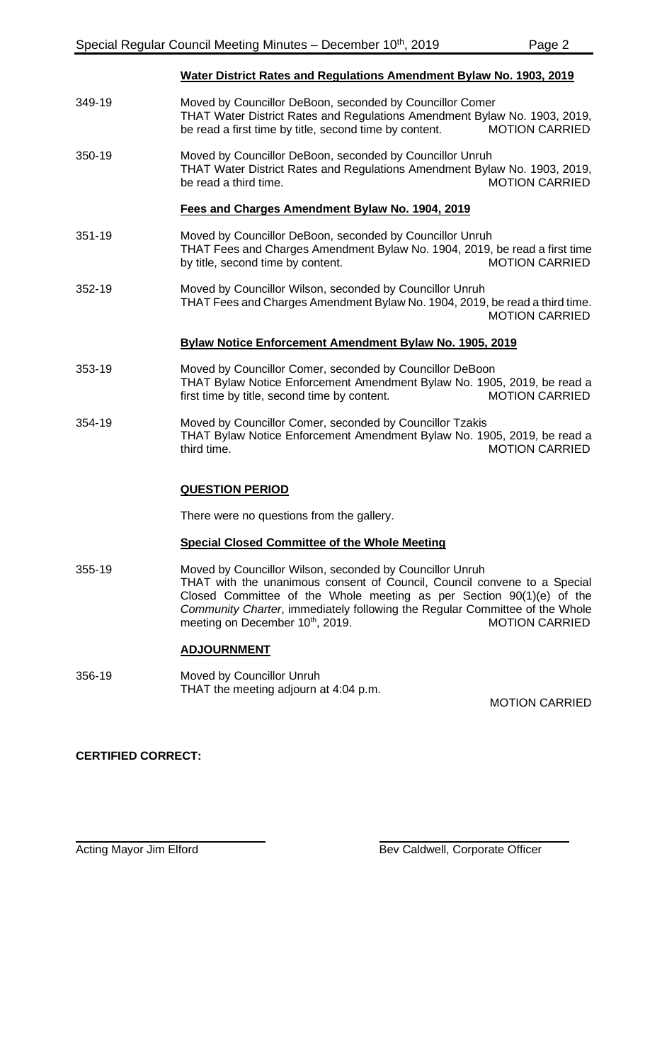**Water District Rates and Regulations Amendment Bylaw No. 1903, 2019**

349-19 Moved by Councillor DeBoon, seconded by Councillor Comer
THAT Water District Rates and Regulations Amendment Bylaw No. 1903, 2019, be read a first time by title, second time by content. MOTION CARRIED

350-19 Moved by Councillor DeBoon, seconded by Councillor Unruh
THAT Water District Rates and Regulations Amendment Bylaw No. 1903, 2019, be read a third time. MOTION CARRIED

**Fees and Charges Amendment Bylaw No. 1904, 2019**

351-19 Moved by Councillor DeBoon, seconded by Councillor Unruh
THAT Fees and Charges Amendment Bylaw No. 1904, 2019, be read a first time by title, second time by content. MOTION CARRIED

352-19 Moved by Councillor Wilson, seconded by Councillor Unruh
THAT Fees and Charges Amendment Bylaw No. 1904, 2019, be read a third time. MOTION CARRIED

**Bylaw Notice Enforcement Amendment Bylaw No. 1905, 2019**

353-19 Moved by Councillor Comer, seconded by Councillor DeBoon
THAT Bylaw Notice Enforcement Amendment Bylaw No. 1905, 2019, be read a first time by title, second time by content. MOTION CARRIED

354-19 Moved by Councillor Comer, seconded by Councillor Tzakis
THAT Bylaw Notice Enforcement Amendment Bylaw No. 1905, 2019, be read a third time. MOTION CARRIED

**QUESTION PERIOD**

There were no questions from the gallery.

**Special Closed Committee of the Whole Meeting**

355-19 Moved by Councillor Wilson, seconded by Councillor Unruh
THAT with the unanimous consent of Council, Council convene to a Special Closed Committee of the Whole meeting as per Section 90(1)(e) of the *Community Charter*, immediately following the Regular Committee of the Whole meeting on December 10th, 2019. MOTION CARRIED

**ADJOURNMENT**

356-19 Moved by Councillor Unruh
THAT the meeting adjourn at 4:04 p.m.
MOTION CARRIED

**CERTIFIED CORRECT:**

Acting Mayor Jim Elford

Bev Caldwell, Corporate Officer